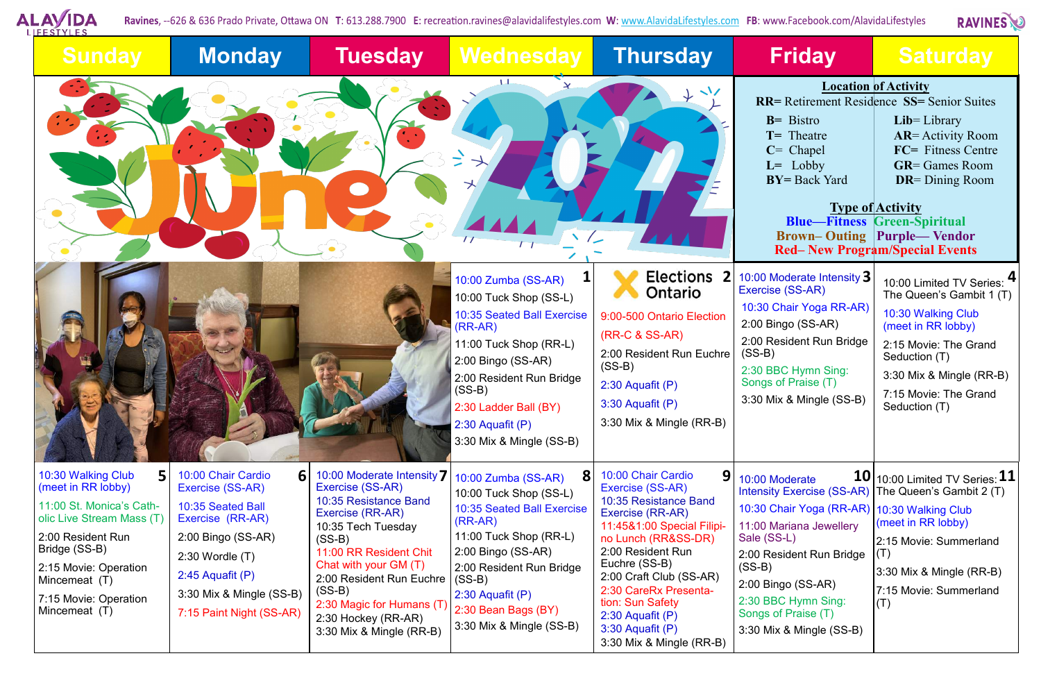ALAVIDA LIFESTYLES

Ravines, --626 & 636 Prado Private, Ottawa ON **T:** 613.288.7900 **E:** recreation.ravines@alavidalifestyles.com **W:** www.AlavidaLifestyles.com **FB:** www.Facebook.com/AlavidaLifestyles

RAVINES

# June 2022

**Location of Activity**

**RR**= Retirement Residence **SS**= Senior Suites

- **B**= Bistro
- **T**= Theatre
- **C**= Chapel
- **L**= Lobby
- **BY**= Back Yard
- **Lib**= Library
- **AR**= Activity Room
- **FC**= Fitness Centre
- **GR**= Games Room
- **DR**= Dining Room

**Type of Activity**

**Blue—Fitness** **Green-Spiritual** **Brown– Outing** **Purple— Vendor** **Red– New Program/Special Events**

| Sunday | Monday | Tuesday | Wednesday | Thursday | Friday | Saturday |
|---|---|---|---|---|---|---|
| | | | **1**<br>10:00 Zumba (SS-AR)<br>10:00 Tuck Shop (SS-L)<br>10:35 Seated Ball Exercise (RR-AR)<br>11:00 Tuck Shop (RR-L)<br>2:00 Bingo (SS-AR)<br>2:00 Resident Run Bridge (SS-B)<br>2:30 Ladder Ball (BY)<br>2:30 Aquafit (P)<br>3:30 Mix & Mingle (SS-B) | **2**<br>Elections Ontario<br>9:00-500 Ontario Election (RR-C & SS-AR)<br>2:00 Resident Run Euchre (SS-B)<br>2:30 Aquafit (P)<br>3:30 Aquafit (P)<br>3:30 Mix & Mingle (RR-B) | **3**<br>10:00 Moderate Intensity Exercise (SS-AR)<br>10:30 Chair Yoga RR-AR)<br>2:00 Bingo (SS-AR)<br>2:00 Resident Run Bridge (SS-B)<br>2:30 BBC Hymn Sing: Songs of Praise (T)<br>3:30 Mix & Mingle (SS-B) | **4**<br>10:00 Limited TV Series: The Queen's Gambit 1 (T)<br>10:30 Walking Club (meet in RR lobby)<br>2:15 Movie: The Grand Seduction (T)<br>3:30 Mix & Mingle (RR-B)<br>7:15 Movie: The Grand Seduction (T) |
| **5**<br>10:30 Walking Club (meet in RR lobby)<br>11:00 St. Monica's Catholic Live Stream Mass (T)<br>2:00 Resident Run Bridge (SS-B)<br>2:15 Movie: Operation Mincemeat (T)<br>7:15 Movie: Operation Mincemeat (T) | **6**<br>10:00 Chair Cardio Exercise (SS-AR)<br>10:35 Seated Ball Exercise (RR-AR)<br>2:00 Bingo (SS-AR)<br>2:30 Wordle (T)<br>2:45 Aquafit (P)<br>3:30 Mix & Mingle (SS-B)<br>7:15 Paint Night (SS-AR) | **7**<br>10:00 Moderate Intensity Exercise (SS-AR)<br>10:35 Resistance Band Exercise (RR-AR)<br>10:35 Tech Tuesday (SS-B)<br>11:00 RR Resident Chit Chat with your GM (T)<br>2:00 Resident Run Euchre (SS-B)<br>2:30 Magic for Humans (T)<br>2:30 Hockey (RR-AR)<br>3:30 Mix & Mingle (RR-B) | **8**<br>10:00 Zumba (SS-AR)<br>10:00 Tuck Shop (SS-L)<br>10:35 Seated Ball Exercise (RR-AR)<br>11:00 Tuck Shop (RR-L)<br>2:00 Bingo (SS-AR)<br>2:00 Resident Run Bridge (SS-B)<br>2:30 Aquafit (P)<br>2:30 Bean Bags (BY)<br>3:30 Mix & Mingle (SS-B) | **9**<br>10:00 Chair Cardio Exercise (SS-AR)<br>10:35 Resistance Band Exercise (RR-AR)<br>11:45&1:00 Special Filipino Lunch (RR&SS-DR)<br>2:00 Resident Run Euchre (SS-B)<br>2:00 Craft Club (SS-AR)<br>2:30 CareRx Presentation: Sun Safety<br>2:30 Aquafit (P)<br>3:30 Aquafit (P)<br>3:30 Mix & Mingle (RR-B) | **10**<br>10:00 Moderate Intensity Exercise (SS-AR)<br>10:30 Chair Yoga (RR-AR)<br>11:00 Mariana Jewellery Sale (SS-L)<br>2:00 Resident Run Bridge (SS-B)<br>2:00 Bingo (SS-AR)<br>2:30 BBC Hymn Sing: Songs of Praise (T)<br>3:30 Mix & Mingle (SS-B) | **11**<br>10:00 Limited TV Series: The Queen's Gambit 2 (T)<br>10:30 Walking Club (meet in RR lobby)<br>2:15 Movie: Summerland (T)<br>3:30 Mix & Mingle (RR-B)<br>7:15 Movie: Summerland (T) |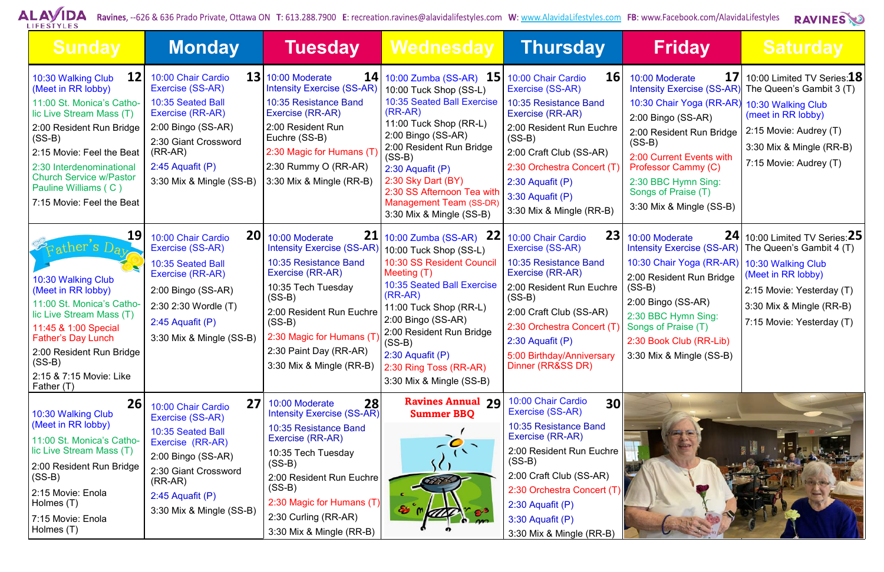ALAVIDA LIFESTYLES Ravines, --626 & 636 Prado Private, Ottawa ON T: 613.288.7900 E: recreation.ravines@alavidalifestyles.com W: www.AlavidaLifestyles.com FB: www.Facebook.com/AlavidaLifestyles RAVINES

| Sunday | Monday | Tuesday | Wednesday | Thursday | Friday | Saturday |
|---|---|---|---|---|---|---|
| **12** 10:30 Walking Club (Meet in RR lobby)<br>11:00 St. Monica's Catholic Live Stream Mass (T)<br>2:00 Resident Run Bridge (SS-B)<br>2:15 Movie: Feel the Beat<br>2:30 Interdenominational Church Service w/Pastor Pauline Williams ( C )<br>7:15 Movie: Feel the Beat | **13** 10:00 Chair Cardio Exercise (SS-AR)<br>10:35 Seated Ball Exercise (RR-AR)<br>2:00 Bingo (SS-AR)<br>2:30 Giant Crossword (RR-AR)<br>2:45 Aquafit (P)<br>3:30 Mix & Mingle (SS-B) | **14** 10:00 Moderate Intensity Exercise (SS-AR)<br>10:35 Resistance Band Exercise (RR-AR)<br>2:00 Resident Run Euchre (SS-B)<br>2:30 Magic for Humans (T)<br>2:30 Rummy O (RR-AR)<br>3:30 Mix & Mingle (RR-B) | **15** 10:00 Zumba (SS-AR)<br>10:00 Tuck Shop (SS-L)<br>10:35 Seated Ball Exercise (RR-AR)<br>11:00 Tuck Shop (RR-L)<br>2:00 Bingo (SS-AR)<br>2:00 Resident Run Bridge (SS-B)<br>2:30 Aquafit (P)<br>2:30 Sky Dart (BY)<br>2:30 SS Afternoon Tea with Management Team (SS-DR)<br>3:30 Mix & Mingle (SS-B) | **16** 10:00 Chair Cardio Exercise (SS-AR)<br>10:35 Resistance Band Exercise (RR-AR)<br>2:00 Resident Run Euchre (SS-B)<br>2:00 Craft Club (SS-AR)<br>2:30 Orchestra Concert (T)<br>2:30 Aquafit (P)<br>3:30 Aquafit (P)<br>3:30 Mix & Mingle (RR-B) | **17** 10:00 Moderate Intensity Exercise (SS-AR)<br>10:30 Chair Yoga (RR-AR)<br>2:00 Bingo (SS-AR)<br>2:00 Resident Run Bridge (SS-B)<br>2:00 Current Events with Professor Cammy (C)<br>2:30 BBC Hymn Sing: Songs of Praise (T)<br>3:30 Mix & Mingle (SS-B) | **18** 10:00 Limited TV Series: The Queen's Gambit 3 (T)<br>10:30 Walking Club (meet in RR lobby)<br>2:15 Movie: Audrey (T)<br>3:30 Mix & Mingle (RR-B)<br>7:15 Movie: Audrey (T) |
| **19** Father's Day<br>10:30 Walking Club (Meet in RR lobby)<br>11:00 St. Monica's Catholic Live Stream Mass (T)<br>11:45 & 1:00 Special Father's Day Lunch<br>2:00 Resident Run Bridge (SS-B)<br>2:15 & 7:15 Movie: Like Father (T) | **20** 10:00 Chair Cardio Exercise (SS-AR)<br>10:35 Seated Ball Exercise (RR-AR)<br>2:00 Bingo (SS-AR)<br>2:30 2:30 Wordle (T)<br>2:45 Aquafit (P)<br>3:30 Mix & Mingle (SS-B) | **21** 10:00 Moderate Intensity Exercise (SS-AR)<br>10:35 Resistance Band Exercise (RR-AR)<br>10:35 Tech Tuesday (SS-B)<br>2:00 Resident Run Euchre (SS-B)<br>2:30 Magic for Humans (T)<br>2:30 Paint Day (RR-AR)<br>3:30 Mix & Mingle (RR-B) | **22** 10:00 Zumba (SS-AR)<br>10:00 Tuck Shop (SS-L)<br>10:30 SS Resident Council Meeting (T)<br>10:35 Seated Ball Exercise (RR-AR)<br>11:00 Tuck Shop (RR-L)<br>2:00 Bingo (SS-AR)<br>2:00 Resident Run Bridge (SS-B)<br>2:30 Aquafit (P)<br>2:30 Ring Toss (RR-AR)<br>3:30 Mix & Mingle (SS-B) | **23** 10:00 Chair Cardio Exercise (SS-AR)<br>10:35 Resistance Band Exercise (RR-AR)<br>2:00 Resident Run Euchre (SS-B)<br>2:00 Craft Club (SS-AR)<br>2:30 Orchestra Concert (T)<br>2:30 Aquafit (P)<br>5:00 Birthday/Anniversary Dinner (RR&SS DR) | **24** 10:00 Moderate Intensity Exercise (SS-AR)<br>10:30 Chair Yoga (RR-AR)<br>2:00 Resident Run Bridge (SS-B)<br>2:00 Bingo (SS-AR)<br>2:30 BBC Hymn Sing: Songs of Praise (T)<br>2:30 Book Club (RR-Lib)<br>3:30 Mix & Mingle (SS-B) | **25** 10:00 Limited TV Series: The Queen's Gambit 4 (T)<br>10:30 Walking Club (Meet in RR lobby)<br>2:15 Movie: Yesterday (T)<br>3:30 Mix & Mingle (RR-B)<br>7:15 Movie: Yesterday (T) |
| **26** 10:30 Walking Club (Meet in RR lobby)<br>11:00 St. Monica's Catholic Live Stream Mass (T)<br>2:00 Resident Run Bridge (SS-B)<br>2:15 Movie: Enola Holmes (T)<br>7:15 Movie: Enola Holmes (T) | **27** 10:00 Chair Cardio Exercise (SS-AR)<br>10:35 Seated Ball Exercise (RR-AR)<br>2:00 Bingo (SS-AR)<br>2:30 Giant Crossword (RR-AR)<br>2:45 Aquafit (P)<br>3:30 Mix & Mingle (SS-B) | **28** 10:00 Moderate Intensity Exercise (SS-AR)<br>10:35 Resistance Band Exercise (RR-AR)<br>10:35 Tech Tuesday (SS-B)<br>2:00 Resident Run Euchre (SS-B)<br>2:30 Magic for Humans (T)<br>2:30 Curling (RR-AR)<br>3:30 Mix & Mingle (RR-B) | **29** **Ravines Annual Summer BBQ** | **30** 10:00 Chair Cardio Exercise (SS-AR)<br>10:35 Resistance Band Exercise (RR-AR)<br>2:00 Resident Run Euchre (SS-B)<br>2:00 Craft Club (SS-AR)<br>2:30 Orchestra Concert (T)<br>2:30 Aquafit (P)<br>3:30 Aquafit (P)<br>3:30 Mix & Mingle (RR-B) | | |